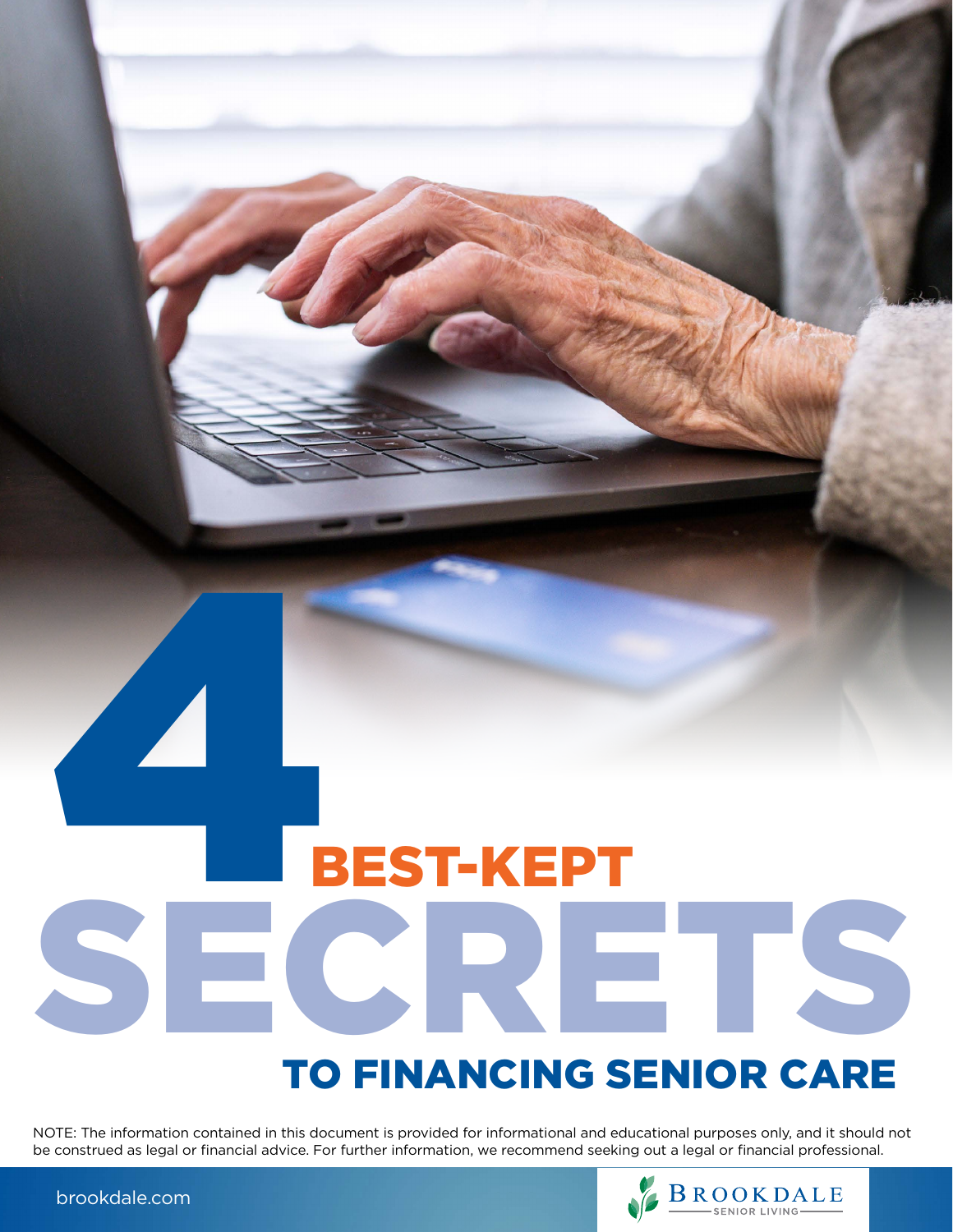# 4 BEST-KEPT SECRETS TO FINANCING SENIOR CARE

NOTE: The information contained in this document is provided for informational and educational purposes only, and it should not be construed as legal or financial advice. For further information, we recommend seeking out a legal or financial professional.

brookdale.com

BROOKDALE SENIOR LIVING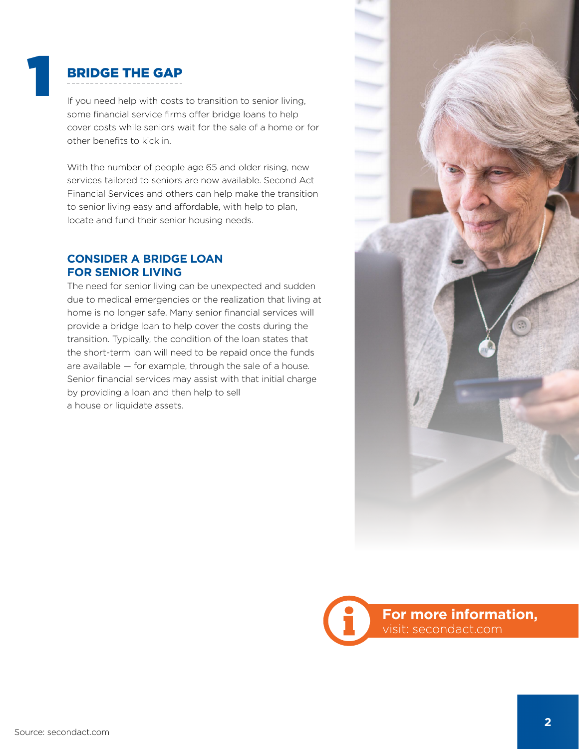# 1 BRIDGE THE GAP

If you need help with costs to transition to senior living, some financial service firms offer bridge loans to help cover costs while seniors wait for the sale of a home or for other benefits to kick in.

With the number of people age 65 and older rising, new services tailored to seniors are now available. Second Act Financial Services and others can help make the transition to senior living easy and affordable, with help to plan, locate and fund their senior housing needs.

## CONSIDER A BRIDGE LOAN FOR SENIOR LIVING

The need for senior living can be unexpected and sudden due to medical emergencies or the realization that living at home is no longer safe. Many senior financial services will provide a bridge loan to help cover the costs during the transition. Typically, the condition of the loan states that the short-term loan will need to be repaid once the funds are available — for example, through the sale of a house. Senior financial services may assist with that initial charge by providing a loan and then help to sell a house or liquidate assets.

**For more information,**
visit: secondact.com

Source: secondact.com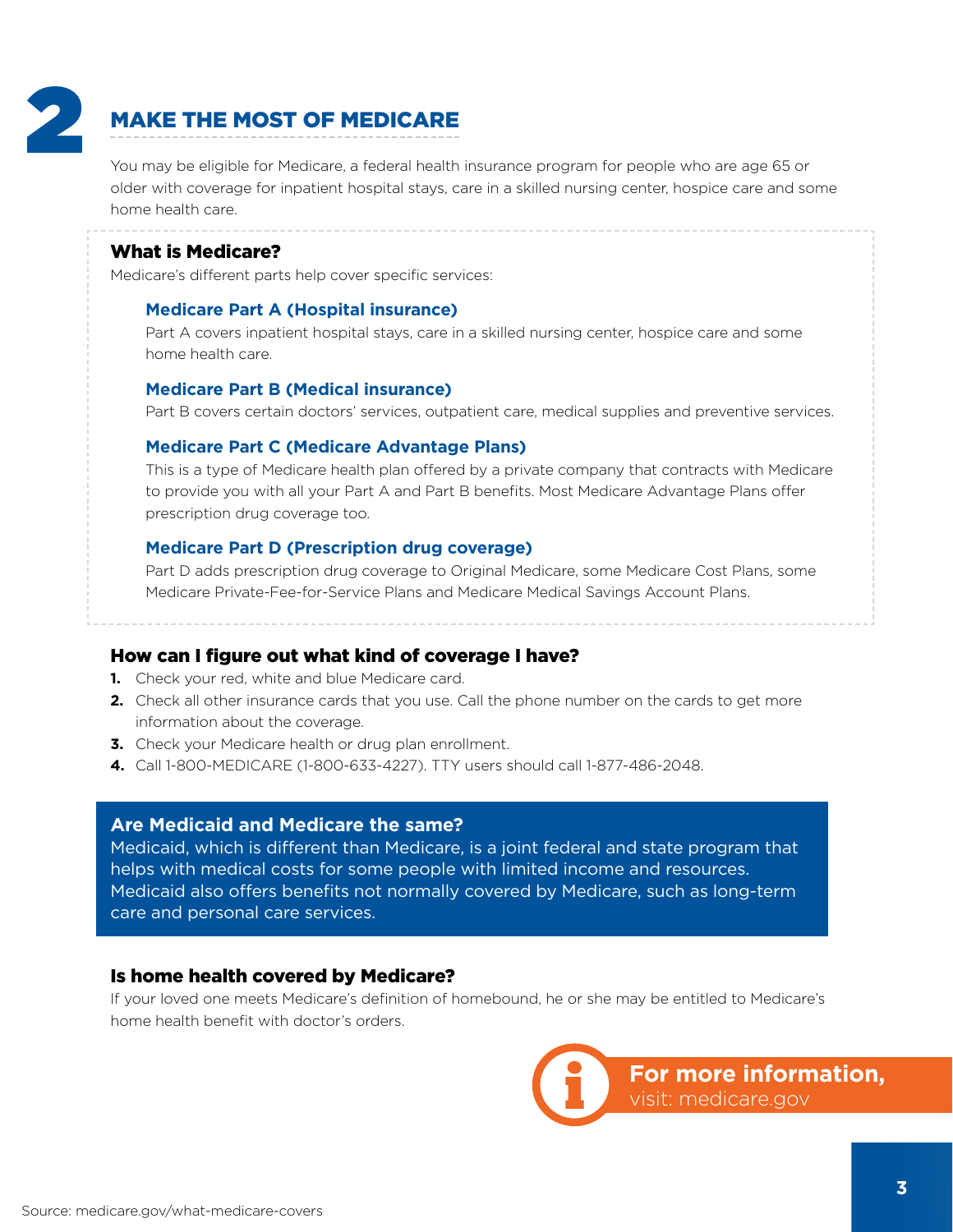# 2 MAKE THE MOST OF MEDICARE

You may be eligible for Medicare, a federal health insurance program for people who are age 65 or older with coverage for inpatient hospital stays, care in a skilled nursing center, hospice care and some home health care.

## What is Medicare?

Medicare's different parts help cover specific services:

### Medicare Part A (Hospital insurance)

Part A covers inpatient hospital stays, care in a skilled nursing center, hospice care and some home health care.

### Medicare Part B (Medical insurance)

Part B covers certain doctors' services, outpatient care, medical supplies and preventive services.

### Medicare Part C (Medicare Advantage Plans)

This is a type of Medicare health plan offered by a private company that contracts with Medicare to provide you with all your Part A and Part B benefits. Most Medicare Advantage Plans offer prescription drug coverage too.

### Medicare Part D (Prescription drug coverage)

Part D adds prescription drug coverage to Original Medicare, some Medicare Cost Plans, some Medicare Private-Fee-for-Service Plans and Medicare Medical Savings Account Plans.

## How can I figure out what kind of coverage I have?

1. Check your red, white and blue Medicare card.
2. Check all other insurance cards that you use. Call the phone number on the cards to get more information about the coverage.
3. Check your Medicare health or drug plan enrollment.
4. Call 1-800-MEDICARE (1-800-633-4227). TTY users should call 1-877-486-2048.

## Are Medicaid and Medicare the same?

Medicaid, which is different than Medicare, is a joint federal and state program that helps with medical costs for some people with limited income and resources. Medicaid also offers benefits not normally covered by Medicare, such as long-term care and personal care services.

## Is home health covered by Medicare?

If your loved one meets Medicare's definition of homebound, he or she may be entitled to Medicare's home health benefit with doctor's orders.

**For more information,** visit: medicare.gov

Source: medicare.gov/what-medicare-covers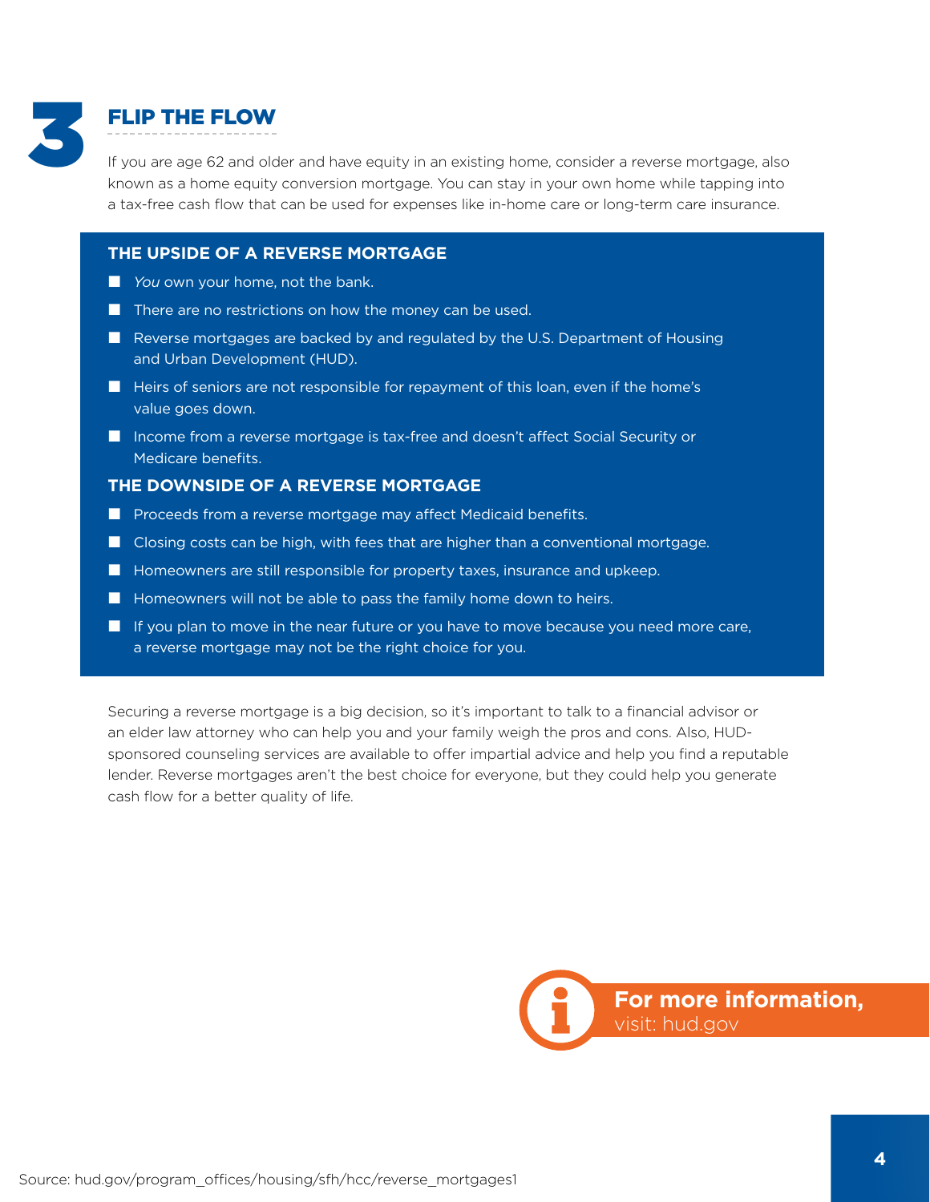# 3 FLIP THE FLOW

If you are age 62 and older and have equity in an existing home, consider a reverse mortgage, also known as a home equity conversion mortgage. You can stay in your own home while tapping into a tax-free cash flow that can be used for expenses like in-home care or long-term care insurance.

### THE UPSIDE OF A REVERSE MORTGAGE

- *You* own your home, not the bank.
- There are no restrictions on how the money can be used.
- Reverse mortgages are backed by and regulated by the U.S. Department of Housing and Urban Development (HUD).
- Heirs of seniors are not responsible for repayment of this loan, even if the home's value goes down.
- Income from a reverse mortgage is tax-free and doesn't affect Social Security or Medicare benefits.

### THE DOWNSIDE OF A REVERSE MORTGAGE

- Proceeds from a reverse mortgage may affect Medicaid benefits.
- Closing costs can be high, with fees that are higher than a conventional mortgage.
- Homeowners are still responsible for property taxes, insurance and upkeep.
- Homeowners will not be able to pass the family home down to heirs.
- If you plan to move in the near future or you have to move because you need more care, a reverse mortgage may not be the right choice for you.

Securing a reverse mortgage is a big decision, so it's important to talk to a financial advisor or an elder law attorney who can help you and your family weigh the pros and cons. Also, HUD-sponsored counseling services are available to offer impartial advice and help you find a reputable lender. Reverse mortgages aren't the best choice for everyone, but they could help you generate cash flow for a better quality of life.

**For more information,**
visit: hud.gov

Source: hud.gov/program_offices/housing/sfh/hcc/reverse_mortgages1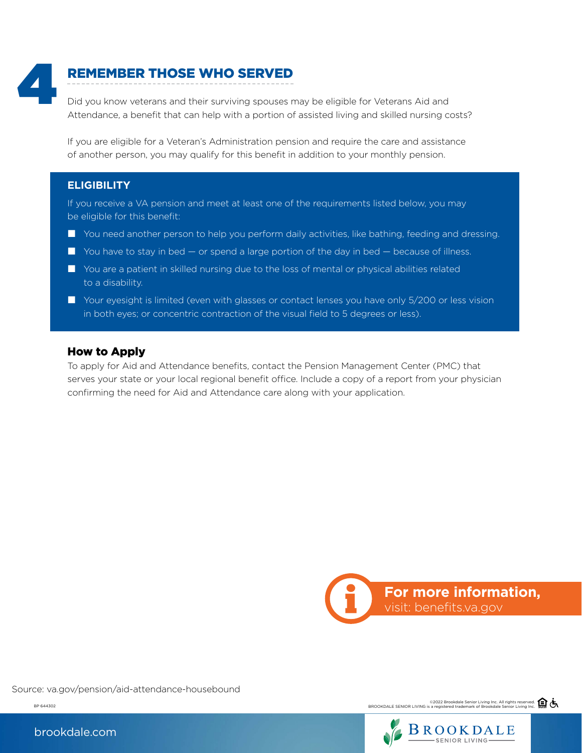# 4 REMEMBER THOSE WHO SERVED

Did you know veterans and their surviving spouses may be eligible for Veterans Aid and Attendance, a benefit that can help with a portion of assisted living and skilled nursing costs?

If you are eligible for a Veteran's Administration pension and require the care and assistance of another person, you may qualify for this benefit in addition to your monthly pension.

## ELIGIBILITY

If you receive a VA pension and meet at least one of the requirements listed below, you may be eligible for this benefit:

- You need another person to help you perform daily activities, like bathing, feeding and dressing.
- You have to stay in bed — or spend a large portion of the day in bed — because of illness.
- You are a patient in skilled nursing due to the loss of mental or physical abilities related to a disability.
- Your eyesight is limited (even with glasses or contact lenses you have only 5/200 or less vision in both eyes; or concentric contraction of the visual field to 5 degrees or less).

## How to Apply

To apply for Aid and Attendance benefits, contact the Pension Management Center (PMC) that serves your state or your local regional benefit office. Include a copy of a report from your physician confirming the need for Aid and Attendance care along with your application.

**For more information,**
visit: benefits.va.gov

Source: va.gov/pension/aid-attendance-housebound

BP 644302

©2022 Brookdale Senior Living Inc. All rights reserved.
BROOKDALE SENIOR LIVING is a registered trademark of Brookdale Senior Living Inc.

brookdale.com

BROOKDALE SENIOR LIVING